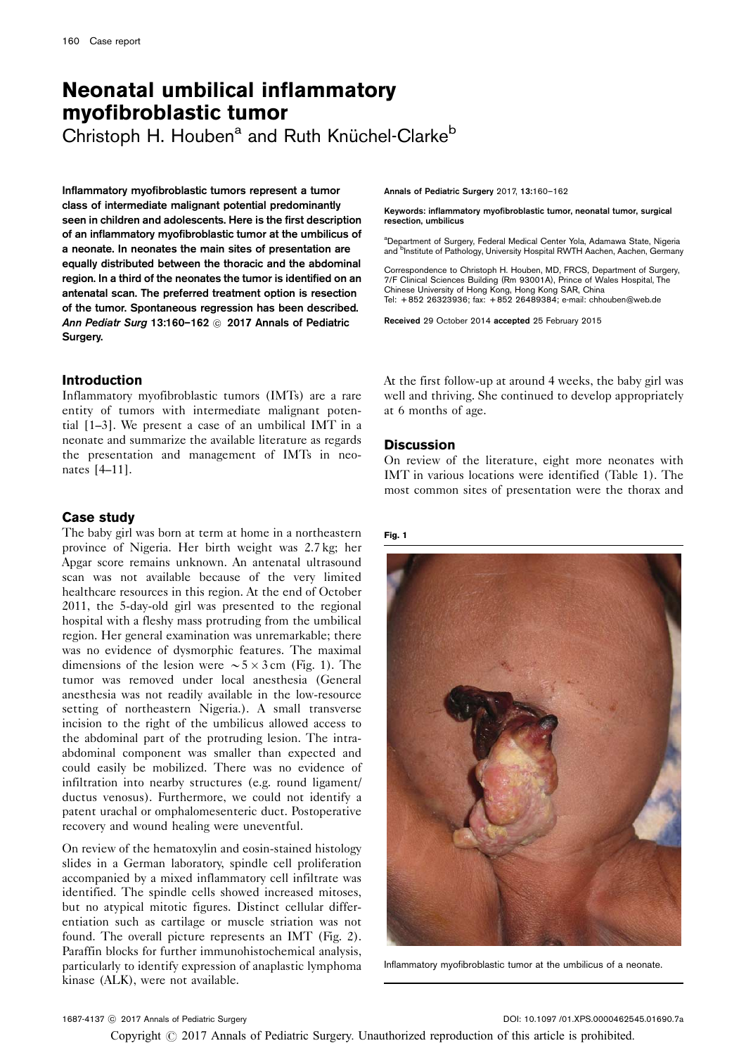# Neonatal umbilical inflammatory myofibroblastic tumor

Christoph H. Houben[a] and Ruth Knüchel-Clarke[b]

**Inflammatory myofibroblastic tumors represent a tumor class of intermediate malignant potential predominantly seen in children and adolescents. Here is the first description of an inflammatory myofibroblastic tumor at the umbilicus of a neonate. In neonates the main sites of presentation are equally distributed between the thoracic and the abdominal region. In a third of the neonates the tumor is identified on an antenatal scan. The preferred treatment option is resection of the tumor. Spontaneous regression has been described.** ***Ann Pediatr Surg* 13:160–162 © 2017 Annals of Pediatric Surgery.**

**Annals of Pediatric Surgery 2017, 13:160–162**

**Keywords: inflammatory myofibroblastic tumor, neonatal tumor, surgical resection, umbilicus**

[a]Department of Surgery, Federal Medical Center Yola, Adamawa State, Nigeria and [b]Institute of Pathology, University Hospital RWTH Aachen, Aachen, Germany

Correspondence to Christoph H. Houben, MD, FRCS, Department of Surgery, 7/F Clinical Sciences Building (Rm 93001A), Prince of Wales Hospital, The Chinese University of Hong Kong, Hong Kong SAR, China
Tel: +852 26323936; fax: +852 26489384; e-mail: chhouben@web.de

Received 29 October 2014 accepted 25 February 2015

## Introduction

Inflammatory myofibroblastic tumors (IMTs) are a rare entity of tumors with intermediate malignant potential [1–3]. We present a case of an umbilical IMT in a neonate and summarize the available literature as regards the presentation and management of IMTs in neonates [4–11].

## Case study

The baby girl was born at term at home in a northeastern province of Nigeria. Her birth weight was 2.7 kg; her Apgar score remains unknown. An antenatal ultrasound scan was not available because of the very limited healthcare resources in this region. At the end of October 2011, the 5-day-old girl was presented to the regional hospital with a fleshy mass protruding from the umbilical region. Her general examination was unremarkable; there was no evidence of dysmorphic features. The maximal dimensions of the lesion were ~5×3 cm (Fig. 1). The tumor was removed under local anesthesia (General anesthesia was not readily available in the low-resource setting of northeastern Nigeria.). A small transverse incision to the right of the umbilicus allowed access to the abdominal part of the protruding lesion. The intra-abdominal component was smaller than expected and could easily be mobilized. There was no evidence of infiltration into nearby structures (e.g. round ligament/ductus venosus). Furthermore, we could not identify a patent urachal or omphalomesenteric duct. Postoperative recovery and wound healing were uneventful.

On review of the hematoxylin and eosin-stained histology slides in a German laboratory, spindle cell proliferation accompanied by a mixed inflammatory cell infiltrate was identified. The spindle cells showed increased mitoses, but no atypical mitotic figures. Distinct cellular differentiation such as cartilage or muscle striation was not found. The overall picture represents an IMT (Fig. 2). Paraffin blocks for further immunohistochemical analysis, particularly to identify expression of anaplastic lymphoma kinase (ALK), were not available.

At the first follow-up at around 4 weeks, the baby girl was well and thriving. She continued to develop appropriately at 6 months of age.

## Discussion

On review of the literature, eight more neonates with IMT in various locations were identified (Table 1). The most common sites of presentation were the thorax and

**Fig. 1**

Inflammatory myofibroblastic tumor at the umbilicus of a neonate.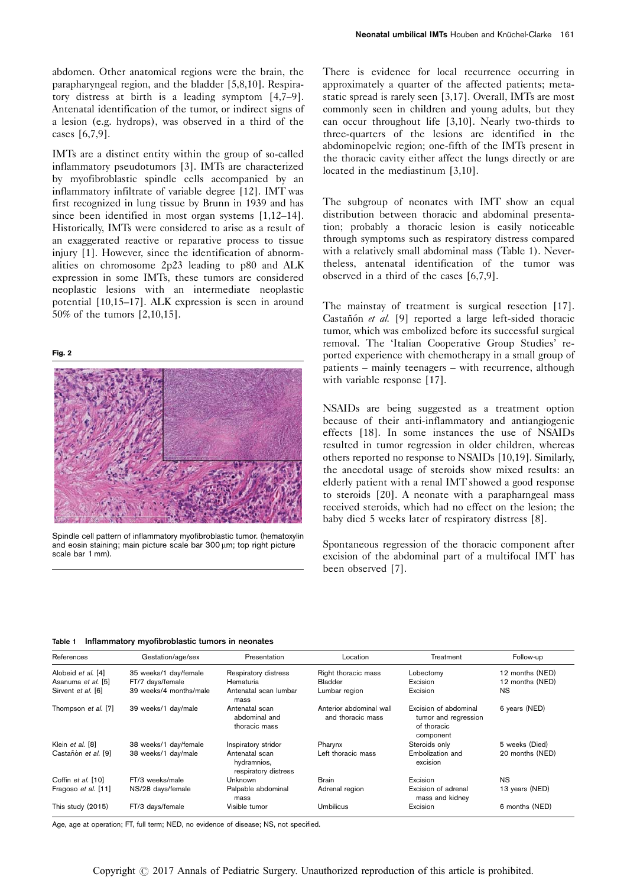abdomen. Other anatomical regions were the brain, the parapharyngeal region, and the bladder [5,8,10]. Respiratory distress at birth is a leading symptom [4,7–9]. Antenatal identification of the tumor, or indirect signs of a lesion (e.g. hydrops), was observed in a third of the cases [6,7,9].

IMTs are a distinct entity within the group of so-called inflammatory pseudotumors [3]. IMTs are characterized by myofibroblastic spindle cells accompanied by an inflammatory infiltrate of variable degree [12]. IMT was first recognized in lung tissue by Brunn in 1939 and has since been identified in most organ systems [1,12–14]. Historically, IMTs were considered to arise as a result of an exaggerated reactive or reparative process to tissue injury [1]. However, since the identification of abnormalities on chromosome 2p23 leading to p80 and ALK expression in some IMTs, these tumors are considered neoplastic lesions with an intermediate neoplastic potential [10,15–17]. ALK expression is seen in around 50% of the tumors [2,10,15].

**Fig. 2**

Spindle cell pattern of inflammatory myofibroblastic tumor. (hematoxylin and eosin staining; main picture scale bar 300 μm; top right picture scale bar 1 mm).

There is evidence for local recurrence occurring in approximately a quarter of the affected patients; metastatic spread is rarely seen [3,17]. Overall, IMTs are most commonly seen in children and young adults, but they can occur throughout life [3,10]. Nearly two-thirds to three-quarters of the lesions are identified in the abdominopelvic region; one-fifth of the IMTs present in the thoracic cavity either affect the lungs directly or are located in the mediastinum [3,10].

The subgroup of neonates with IMT show an equal distribution between thoracic and abdominal presentation; probably a thoracic lesion is easily noticeable through symptoms such as respiratory distress compared with a relatively small abdominal mass (Table 1). Nevertheless, antenatal identification of the tumor was observed in a third of the cases [6,7,9].

The mainstay of treatment is surgical resection [17]. Castañón *et al.* [9] reported a large left-sided thoracic tumor, which was embolized before its successful surgical removal. The 'Italian Cooperative Group Studies' reported experience with chemotherapy in a small group of patients – mainly teenagers – with recurrence, although with variable response [17].

NSAIDs are being suggested as a treatment option because of their anti-inflammatory and antiangiogenic effects [18]. In some instances the use of NSAIDs resulted in tumor regression in older children, whereas others reported no response to NSAIDs [10,19]. Similarly, the anecdotal usage of steroids show mixed results: an elderly patient with a renal IMT showed a good response to steroids [20]. A neonate with a parapharngeal mass received steroids, which had no effect on the lesion; the baby died 5 weeks later of respiratory distress [8].

Spontaneous regression of the thoracic component after excision of the abdominal part of a multifocal IMT has been observed [7].

**Table 1 Inflammatory myofibroblastic tumors in neonates**

| References | Gestation/age/sex | Presentation | Location | Treatment | Follow-up |
|---|---|---|---|---|---|
| Alobeid *et al.* [4] | 35 weeks/1 day/female | Respiratory distress | Right thoracic mass | Lobectomy | 12 months (NED) |
| Asanuma *et al.* [5] | FT/7 days/female | Hematuria | Bladder | Excision | 12 months (NED) |
| Sirvent *et al.* [6] | 39 weeks/4 months/male | Antenatal scan lumbar mass | Lumbar region | Excision | NS |
| Thompson *et al.* [7] | 39 weeks/1 day/male | Antenatal scan abdominal and thoracic mass | Anterior abdominal wall and thoracic mass | Excision of abdominal tumor and regression of thoracic component | 6 years (NED) |
| Klein *et al.* [8] | 38 weeks/1 day/female | Inspiratory stridor | Pharynx | Steroids only | 5 weeks (Died) |
| Castañón *et al.* [9] | 38 weeks/1 day/male | Antenatal scan hydramnios, respiratory distress | Left thoracic mass | Embolization and excision | 20 months (NED) |
| Coffin *et al.* [10] | FT/3 weeks/male | Unknown | Brain | Excision | NS |
| Fragoso *et al.* [11] | NS/28 days/female | Palpable abdominal mass | Adrenal region | Excision of adrenal mass and kidney | 13 years (NED) |
| This study (2015) | FT/3 days/female | Visible tumor | Umbilicus | Excision | 6 months (NED) |

Age, age at operation; FT, full term; NED, no evidence of disease; NS, not specified.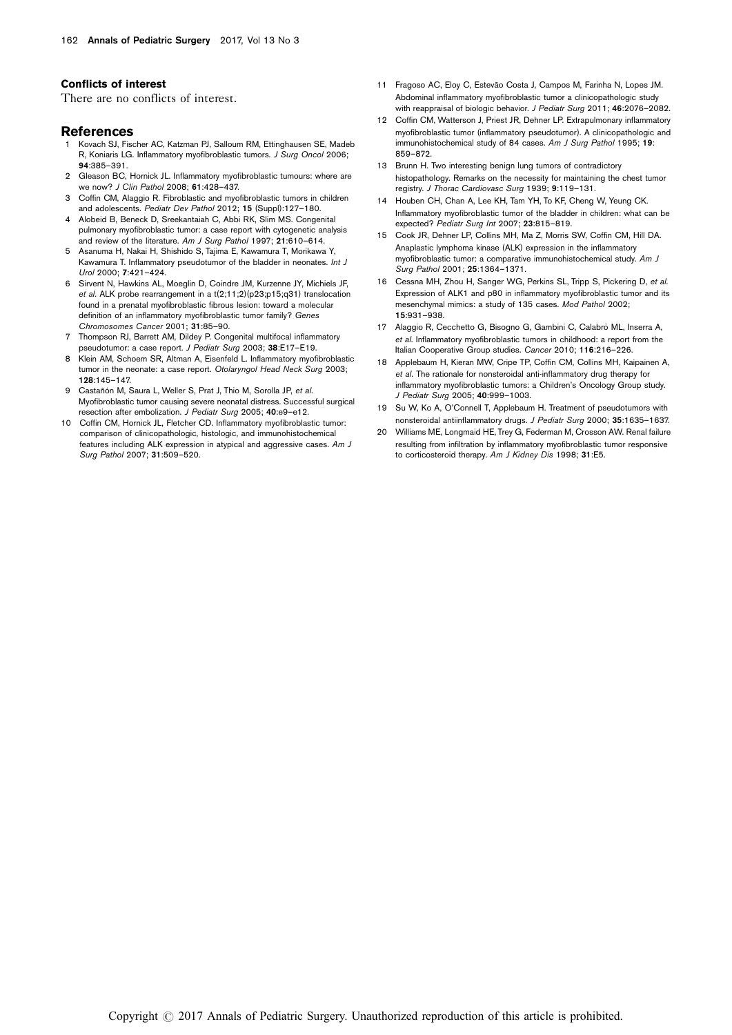## Conflicts of interest

There are no conflicts of interest.

## References

1. Kovach SJ, Fischer AC, Katzman PJ, Salloum RM, Ettinghausen SE, Madeb R, Koniaris LG. Inflammatory myofibroblastic tumors. *J Surg Oncol* 2006; **94**:385–391.
2. Gleason BC, Hornick JL. Inflammatory myofibroblastic tumours: where are we now? *J Clin Pathol* 2008; **61**:428–437.
3. Coffin CM, Alaggio R. Fibroblastic and myofibroblastic tumors in children and adolescents. *Pediatr Dev Pathol* 2012; **15** (Suppl):127–180.
4. Alobeid B, Beneck D, Sreekantaiah C, Abbi RK, Slim MS. Congenital pulmonary myofibroblastic tumor: a case report with cytogenetic analysis and review of the literature. *Am J Surg Pathol* 1997; **21**:610–614.
5. Asanuma H, Nakai H, Shishido S, Tajima E, Kawamura T, Morikawa Y, Kawamura T. Inflammatory pseudotumor of the bladder in neonates. *Int J Urol* 2000; **7**:421–424.
6. Sirvent N, Hawkins AL, Moeglin D, Coindre JM, Kurzenne JY, Michiels JF, *et al*. ALK probe rearrangement in a t(2;11;2)(p23;p15;q31) translocation found in a prenatal myofibroblastic fibrous lesion: toward a molecular definition of an inflammatory myofibroblastic tumor family? *Genes Chromosomes Cancer* 2001; **31**:85–90.
7. Thompson RJ, Barrett AM, Dildey P. Congenital multifocal inflammatory pseudotumor: a case report. *J Pediatr Surg* 2003; **38**:E17–E19.
8. Klein AM, Schoem SR, Altman A, Eisenfeld L. Inflammatory myofibroblastic tumor in the neonate: a case report. *Otolaryngol Head Neck Surg* 2003; **128**:145–147.
9. Castañón M, Saura L, Weller S, Prat J, Thio M, Sorolla JP, *et al*. Myofibroblastic tumor causing severe neonatal distress. Successful surgical resection after embolization. *J Pediatr Surg* 2005; **40**:e9–e12.
10. Coffin CM, Hornick JL, Fletcher CD. Inflammatory myofibroblastic tumor: comparison of clinicopathologic, histologic, and immunohistochemical features including ALK expression in atypical and aggressive cases. *Am J Surg Pathol* 2007; **31**:509–520.
11. Fragoso AC, Eloy C, Estevão Costa J, Campos M, Farinha N, Lopes JM. Abdominal inflammatory myofibroblastic tumor a clinicopathologic study with reappraisal of biologic behavior. *J Pediatr Surg* 2011; **46**:2076–2082.
12. Coffin CM, Watterson J, Priest JR, Dehner LP. Extrapulmonary inflammatory myofibroblastic tumor (inflammatory pseudotumor). A clinicopathologic and immunohistochemical study of 84 cases. *Am J Surg Pathol* 1995; **19**: 859–872.
13. Brunn H. Two interesting benign lung tumors of contradictory histopathology. Remarks on the necessity for maintaining the chest tumor registry. *J Thorac Cardiovasc Surg* 1939; **9**:119–131.
14. Houben CH, Chan A, Lee KH, Tam YH, To KF, Cheng W, Yeung CK. Inflammatory myofibroblastic tumor of the bladder in children: what can be expected? *Pediatr Surg Int* 2007; **23**:815–819.
15. Cook JR, Dehner LP, Collins MH, Ma Z, Morris SW, Coffin CM, Hill DA. Anaplastic lymphoma kinase (ALK) expression in the inflammatory myofibroblastic tumor: a comparative immunohistochemical study. *Am J Surg Pathol* 2001; **25**:1364–1371.
16. Cessna MH, Zhou H, Sanger WG, Perkins SL, Tripp S, Pickering D, *et al*. Expression of ALK1 and p80 in inflammatory myofibroblastic tumor and its mesenchymal mimics: a study of 135 cases. *Mod Pathol* 2002; **15**:931–938.
17. Alaggio R, Cecchetto G, Bisogno G, Gambini C, Calabrò ML, Inserra A, *et al*. Inflammatory myofibroblastic tumors in childhood: a report from the Italian Cooperative Group studies. *Cancer* 2010; **116**:216–226.
18. Applebaum H, Kieran MW, Cripe TP, Coffin CM, Collins MH, Kaipainen A, *et al*. The rationale for nonsteroidal anti-inflammatory drug therapy for inflammatory myofibroblastic tumors: a Children's Oncology Group study. *J Pediatr Surg* 2005; **40**:999–1003.
19. Su W, Ko A, O'Connell T, Applebaum H. Treatment of pseudotumors with nonsteroidal antiinflammatory drugs. *J Pediatr Surg* 2000; **35**:1635–1637.
20. Williams ME, Longmaid HE, Trey G, Federman M, Crosson AW. Renal failure resulting from infiltration by inflammatory myofibroblastic tumor responsive to corticosteroid therapy. *Am J Kidney Dis* 1998; **31**:E5.

Copyright © 2017 Annals of Pediatric Surgery. Unauthorized reproduction of this article is prohibited.